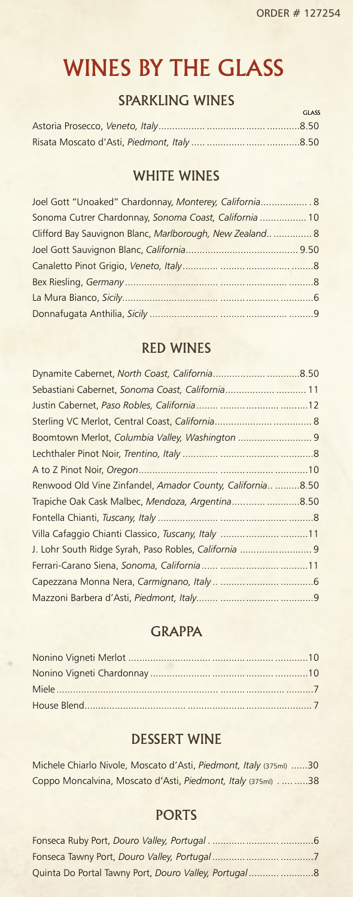ORDER # 127254

# WINES BY THE GLASS

## SPARKLING WINES

| | GLASS |
|---|---|
| Astoria Prosecco, *Veneto, Italy* | 8.50 |
| Risata Moscato d'Asti, *Piedmont, Italy* | 8.50 |

## WHITE WINES

| | |
|---|---|
| Joel Gott "Unoaked" Chardonnay, *Monterey, California* | 8 |
| Sonoma Cutrer Chardonnay, *Sonoma Coast, California* | 10 |
| Clifford Bay Sauvignon Blanc, *Marlborough, New Zealand* | 8 |
| Joel Gott Sauvignon Blanc, *California* | 9.50 |
| Canaletto Pinot Grigio, *Veneto, Italy* | 8 |
| Bex Riesling, *Germany* | 8 |
| La Mura Bianco, *Sicily* | 6 |
| Donnafugata Anthilia, *Sicily* | 9 |

## RED WINES

| | |
|---|---|
| Dynamite Cabernet, *North Coast, California* | 8.50 |
| Sebastiani Cabernet, *Sonoma Coast, California* | 11 |
| Justin Cabernet, *Paso Robles, California* | 12 |
| Sterling VC Merlot, Central Coast, *California* | 8 |
| Boomtown Merlot, *Columbia Valley, Washington* | 9 |
| Lechthaler Pinot Noir, *Trentino, Italy* | 8 |
| A to Z Pinot Noir, *Oregon* | 10 |
| Renwood Old Vine Zinfandel, *Amador County, California* | 8.50 |
| Trapiche Oak Cask Malbec, *Mendoza, Argentina* | 8.50 |
| Fontella Chianti, *Tuscany, Italy* | 8 |
| Villa Cafaggio Chianti Classico, *Tuscany, Italy* | 11 |
| J. Lohr South Ridge Syrah, Paso Robles, *California* | 9 |
| Ferrari-Carano Siena, *Sonoma, California* | 11 |
| Capezzana Monna Nera, *Carmignano, Italy* | 6 |
| Mazzoni Barbera d'Asti, *Piedmont, Italy* | 9 |

## GRAPPA

| | |
|---|---|
| Nonino Vigneti Merlot | 10 |
| Nonino Vigneti Chardonnay | 10 |
| Miele | 7 |
| House Blend | 7 |

## DESSERT WINE

| | |
|---|---|
| Michele Chiarlo Nivole, Moscato d'Asti, *Piedmont, Italy* (375ml) | 30 |
| Coppo Moncalvina, Moscato d'Asti, *Piedmont, Italy* (375ml) | 38 |

## PORTS

| | |
|---|---|
| Fonseca Ruby Port, *Douro Valley, Portugal* | 6 |
| Fonseca Tawny Port, *Douro Valley, Portugal* | 7 |
| Quinta Do Portal Tawny Port, *Douro Valley, Portugal* | 8 |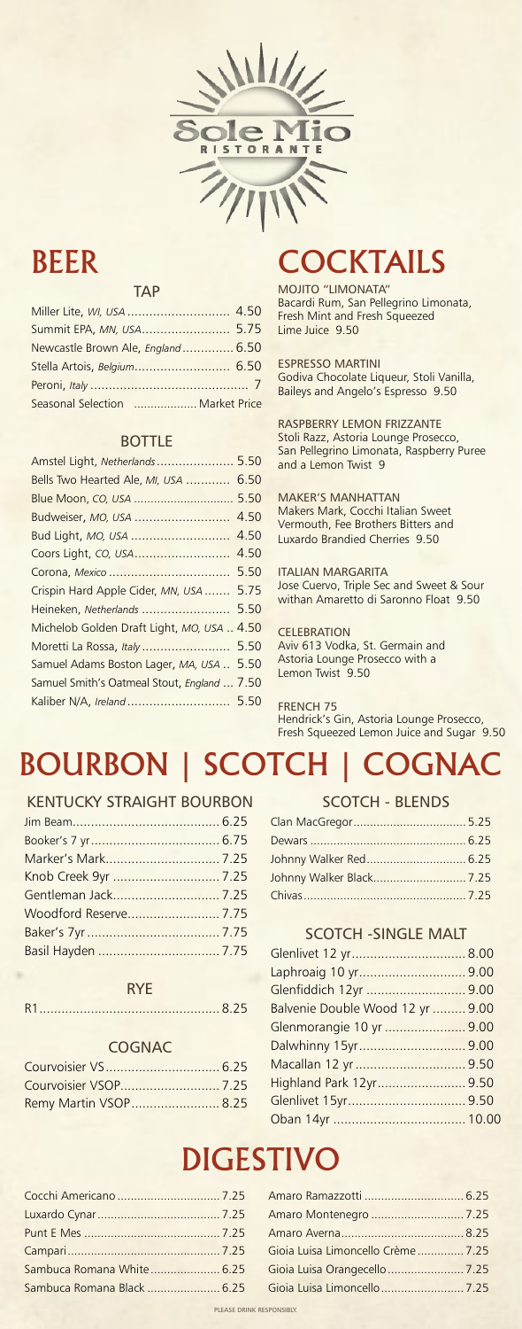# Sole Mio

RISTORANTE

# BEER

## TAP

| | |
|---|---|
| Miller Lite, *WI, USA* | 4.50 |
| Summit EPA, *MN, USA* | 5.75 |
| Newcastle Brown Ale, *England* | 6.50 |
| Stella Artois, *Belgium* | 6.50 |
| Peroni, *Italy* | 7 |
| Seasonal Selection | Market Price |

## BOTTLE

| | |
|---|---|
| Amstel Light, *Netherlands* | 5.50 |
| Bells Two Hearted Ale, *MI, USA* | 6.50 |
| Blue Moon, *CO, USA* | 5.50 |
| Budweiser, *MO, USA* | 4.50 |
| Bud Light, *MO, USA* | 4.50 |
| Coors Light, *CO, USA* | 4.50 |
| Corona, *Mexico* | 5.50 |
| Crispin Hard Apple Cider, *MN, USA* | 5.75 |
| Heineken, *Netherlands* | 5.50 |
| Michelob Golden Draft Light, *MO, USA* | 4.50 |
| Moretti La Rossa, *Italy* | 5.50 |
| Samuel Adams Boston Lager, *MA, USA* | 5.50 |
| Samuel Smith's Oatmeal Stout, *England* | 7.50 |
| Kaliber N/A, *Ireland* | 5.50 |

# COCKTAILS

**MOJITO "LIMONATA"**
Bacardi Rum, San Pellegrino Limonata, Fresh Mint and Fresh Squeezed Lime Juice 9.50

**ESPRESSO MARTINI**
Godiva Chocolate Liqueur, Stoli Vanilla, Baileys and Angelo's Espresso 9.50

**RASPBERRY LEMON FRIZZANTE**
Stoli Razz, Astoria Lounge Prosecco, San Pellegrino Limonata, Raspberry Puree and a Lemon Twist 9

**MAKER'S MANHATTAN**
Makers Mark, Cocchi Italian Sweet Vermouth, Fee Brothers Bitters and Luxardo Brandied Cherries 9.50

**ITALIAN MARGARITA**
Jose Cuervo, Triple Sec and Sweet & Sour withan Amaretto di Saronno Float 9.50

**CELEBRATION**
Aviv 613 Vodka, St. Germain and Astoria Lounge Prosecco with a Lemon Twist 9.50

**FRENCH 75**
Hendrick's Gin, Astoria Lounge Prosecco, Fresh Squeezed Lemon Juice and Sugar 9.50

# BOURBON | SCOTCH | COGNAC

## KENTUCKY STRAIGHT BOURBON

| | |
|---|---|
| Jim Beam | 6.25 |
| Booker's 7 yr | 6.75 |
| Marker's Mark | 7.25 |
| Knob Creek 9yr | 7.25 |
| Gentleman Jack | 7.25 |
| Woodford Reserve | 7.75 |
| Baker's 7yr | 7.75 |
| Basil Hayden | 7.75 |

## RYE

| | |
|---|---|
| R1 | 8.25 |

## COGNAC

| | |
|---|---|
| Courvoisier VS | 6.25 |
| Courvoisier VSOP | 7.25 |
| Remy Martin VSOP | 8.25 |

## SCOTCH - BLENDS

| | |
|---|---|
| Clan MacGregor | 5.25 |
| Dewars | 6.25 |
| Johnny Walker Red | 6.25 |
| Johnny Walker Black | 7.25 |
| Chivas | 7.25 |

## SCOTCH -SINGLE MALT

| | |
|---|---|
| Glenlivet 12 yr | 8.00 |
| Laphroaig 10 yr | 9.00 |
| Glenfiddich 12yr | 9.00 |
| Balvenie Double Wood 12 yr | 9.00 |
| Glenmorangie 10 yr | 9.00 |
| Dalwhinny 15yr | 9.00 |
| Macallan 12 yr | 9.50 |
| Highland Park 12yr | 9.50 |
| Glenlivet 15yr | 9.50 |
| Oban 14yr | 10.00 |

# DIGESTIVO

| | |
|---|---|
| Cocchi Americano | 7.25 |
| Luxardo Cynar | 7.25 |
| Punt E Mes | 7.25 |
| Campari | 7.25 |
| Sambuca Romana White | 6.25 |
| Sambuca Romana Black | 6.25 |
| Amaro Ramazzotti | 6.25 |
| Amaro Montenegro | 7.25 |
| Amaro Averna | 8.25 |
| Gioia Luisa Limoncello Crème | 7.25 |
| Gioia Luisa Orangecello | 7.25 |
| Gioia Luisa Limoncello | 7.25 |

PLEASE DRINK RESPONSIBLY.